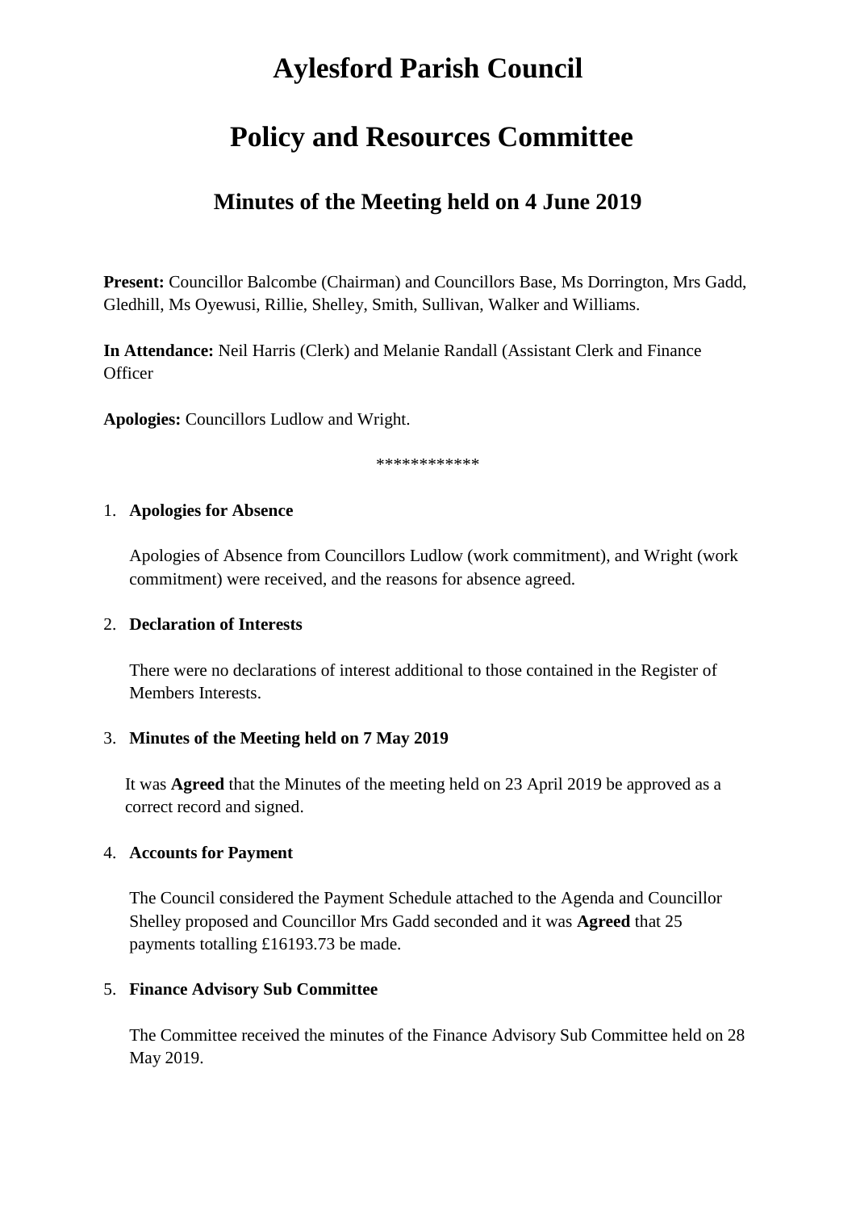# Aylesford Parish Council

# Policy and Resources Committee

## Minutes of the Meeting held on 4 June 2019

**Present:** Councillor Balcombe (Chairman) and Councillors Base, Ms Dorrington, Mrs Gadd, Gledhill, Ms Oyewusi, Rillie, Shelley, Smith, Sullivan, Walker and Williams.

**In Attendance:** Neil Harris (Clerk) and Melanie Randall (Assistant Clerk and Finance Officer

**Apologies:** Councillors Ludlow and Wright.

************

1. **Apologies for Absence**

   Apologies of Absence from Councillors Ludlow (work commitment), and Wright (work commitment) were received, and the reasons for absence agreed.

2. **Declaration of Interests**

   There were no declarations of interest additional to those contained in the Register of Members Interests.

3. **Minutes of the Meeting held on 7 May 2019**

   It was **Agreed** that the Minutes of the meeting held on 23 April 2019 be approved as a correct record and signed.

4. **Accounts for Payment**

   The Council considered the Payment Schedule attached to the Agenda and Councillor Shelley proposed and Councillor Mrs Gadd seconded and it was **Agreed** that 25 payments totalling £16193.73 be made.

5. **Finance Advisory Sub Committee**

   The Committee received the minutes of the Finance Advisory Sub Committee held on 28 May 2019.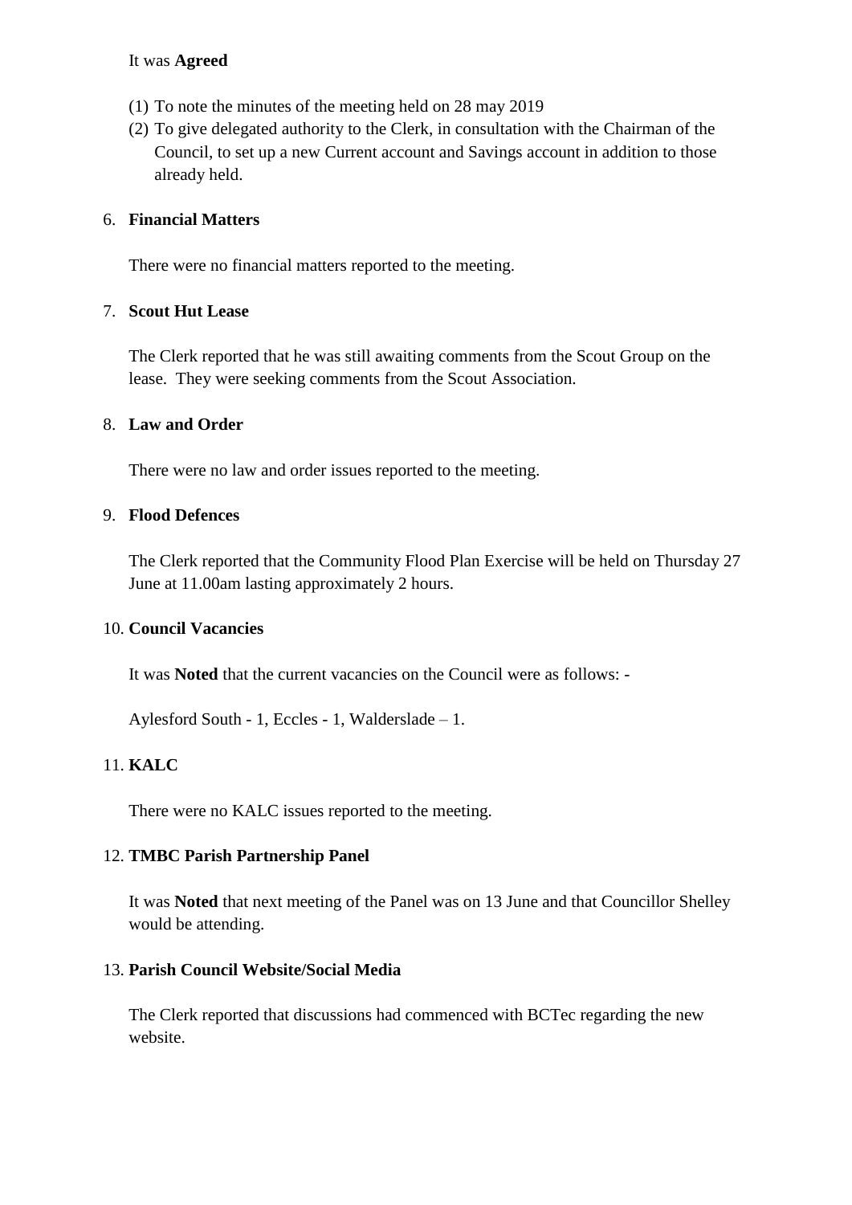It was **Agreed**

(1) To note the minutes of the meeting held on 28 may 2019
(2) To give delegated authority to the Clerk, in consultation with the Chairman of the Council, to set up a new Current account and Savings account in addition to those already held.

6. **Financial Matters**

There were no financial matters reported to the meeting.

7. **Scout Hut Lease**

The Clerk reported that he was still awaiting comments from the Scout Group on the lease. They were seeking comments from the Scout Association.

8. **Law and Order**

There were no law and order issues reported to the meeting.

9. **Flood Defences**

The Clerk reported that the Community Flood Plan Exercise will be held on Thursday 27 June at 11.00am lasting approximately 2 hours.

10. **Council Vacancies**

It was **Noted** that the current vacancies on the Council were as follows: -

Aylesford South - 1, Eccles - 1, Walderslade – 1.

11. **KALC**

There were no KALC issues reported to the meeting.

12. **TMBC Parish Partnership Panel**

It was **Noted** that next meeting of the Panel was on 13 June and that Councillor Shelley would be attending.

13. **Parish Council Website/Social Media**

The Clerk reported that discussions had commenced with BCTec regarding the new website.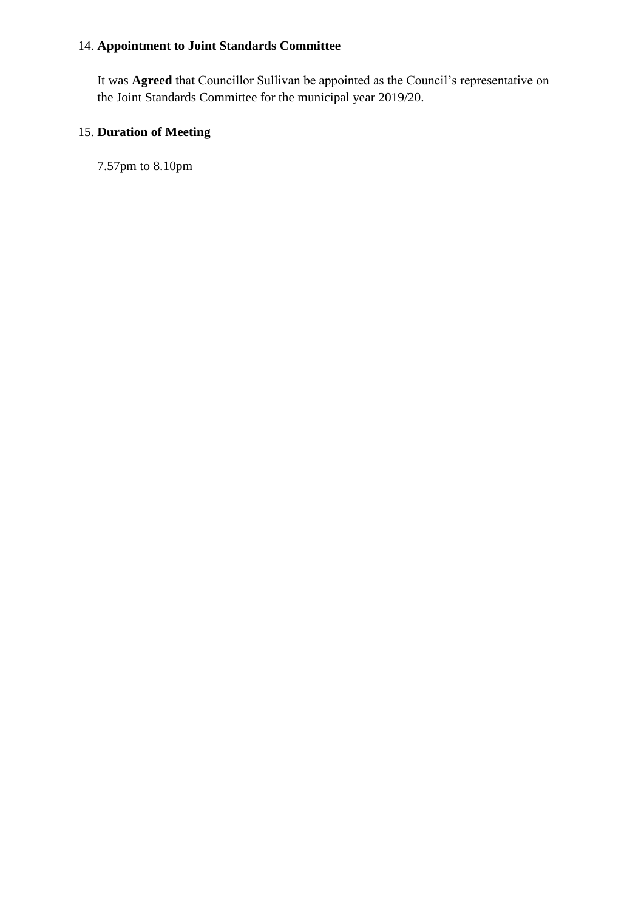14. **Appointment to Joint Standards Committee**

It was **Agreed** that Councillor Sullivan be appointed as the Council's representative on the Joint Standards Committee for the municipal year 2019/20.

15. **Duration of Meeting**

7.57pm to 8.10pm